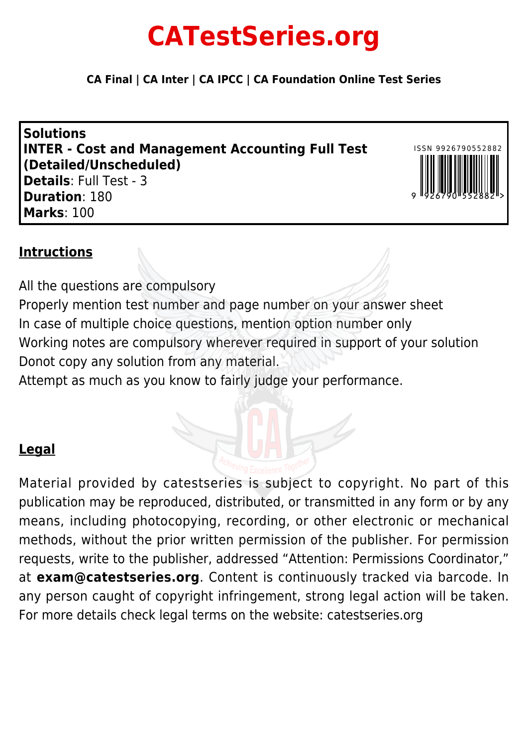# CATestSeries.org

**CA Final | CA Inter | CA IPCC | CA Foundation Online Test Series**

**Solutions**
**INTER - Cost and Management Accounting Full Test (Detailed/Unscheduled)**
**Details**: Full Test - 3
**Duration**: 180
**Marks**: 100

ISSN 9926790552882

## Intructions

All the questions are compulsory
Properly mention test number and page number on your answer sheet
In case of multiple choice questions, mention option number only
Working notes are compulsory wherever required in support of your solution
Donot copy any solution from any material.
Attempt as much as you know to fairly judge your performance.

## Legal

Material provided by catestseries is subject to copyright. No part of this publication may be reproduced, distributed, or transmitted in any form or by any means, including photocopying, recording, or other electronic or mechanical methods, without the prior written permission of the publisher. For permission requests, write to the publisher, addressed “Attention: Permissions Coordinator,” at **exam@catestseries.org**. Content is continuously tracked via barcode. In any person caught of copyright infringement, strong legal action will be taken. For more details check legal terms on the website: catestseries.org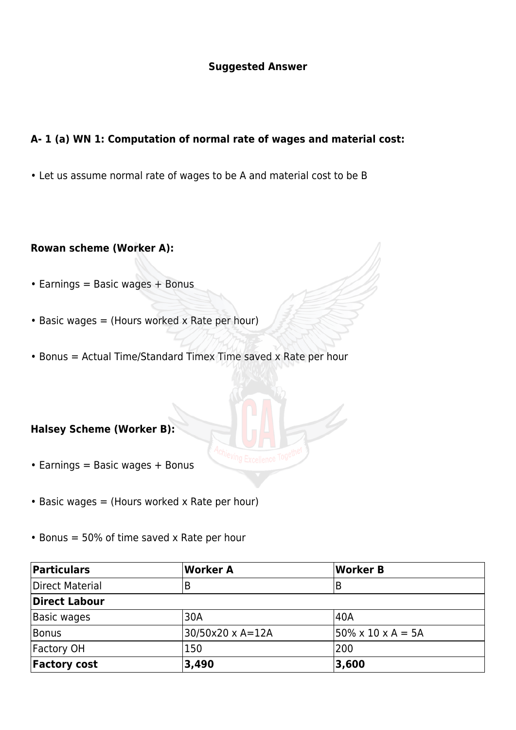**Suggested Answer**

### A- 1 (a) WN 1: Computation of normal rate of wages and material cost:

- Let us assume normal rate of wages to be A and material cost to be B

**Rowan scheme (Worker A):**

- Earnings = Basic wages + Bonus
- Basic wages = (Hours worked x Rate per hour)
- Bonus = Actual Time/Standard Timex Time saved x Rate per hour

**Halsey Scheme (Worker B):**

- Earnings = Basic wages + Bonus
- Basic wages = (Hours worked x Rate per hour)
- Bonus = 50% of time saved x Rate per hour

| **Particulars** | **Worker A** | **Worker B** |
|---|---|---|
| Direct Material | B | B |
| **Direct Labour** | | |
| Basic wages | 30A | 40A |
| Bonus | 30/50x20 x A=12A | 50% x 10 x A = 5A |
| Factory OH | 150 | 200 |
| **Factory cost** | **3,490** | **3,600** |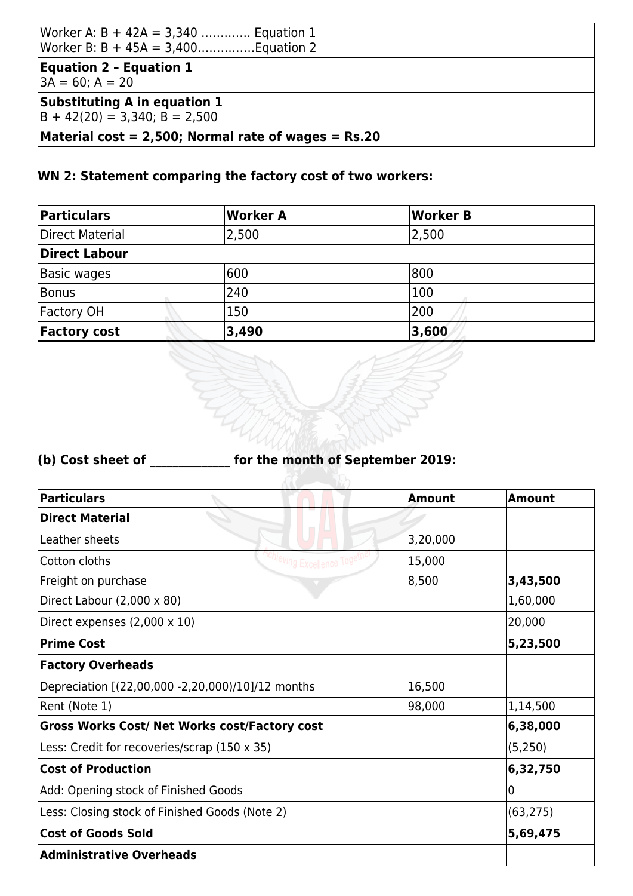| Worker A: B + 42A = 3,340 ………… Equation 1<br>Worker B: B + 45A = 3,400……………Equation 2 |
|---|
| **Equation 2 – Equation 1**<br>3A = 60; A = 20 |
| **Substituting A in equation 1**<br>B + 42(20) = 3,340; B = 2,500 |
| **Material cost = 2,500; Normal rate of wages = Rs.20** |

### WN 2: Statement comparing the factory cost of two workers:

| Particulars | Worker A | Worker B |
|---|---|---|
| Direct Material | 2,500 | 2,500 |
| **Direct Labour** | | |
| Basic wages | 600 | 800 |
| Bonus | 240 | 100 |
| Factory OH | 150 | 200 |
| **Factory cost** | **3,490** | **3,600** |

### (b) Cost sheet of ____________ for the month of September 2019:

| Particulars | Amount | Amount |
|---|---|---|
| **Direct Material** | | |
| Leather sheets | 3,20,000 | |
| Cotton cloths | 15,000 | |
| Freight on purchase | 8,500 | **3,43,500** |
| Direct Labour (2,000 x 80) | | 1,60,000 |
| Direct expenses (2,000 x 10) | | 20,000 |
| **Prime Cost** | | **5,23,500** |
| **Factory Overheads** | | |
| Depreciation [(22,00,000 -2,20,000)/10]/12 months | 16,500 | |
| Rent (Note 1) | 98,000 | 1,14,500 |
| **Gross Works Cost/ Net Works cost/Factory cost** | | **6,38,000** |
| Less: Credit for recoveries/scrap (150 x 35) | | (5,250) |
| **Cost of Production** | | **6,32,750** |
| Add: Opening stock of Finished Goods | | 0 |
| Less: Closing stock of Finished Goods (Note 2) | | (63,275) |
| **Cost of Goods Sold** | | **5,69,475** |
| **Administrative Overheads** | | |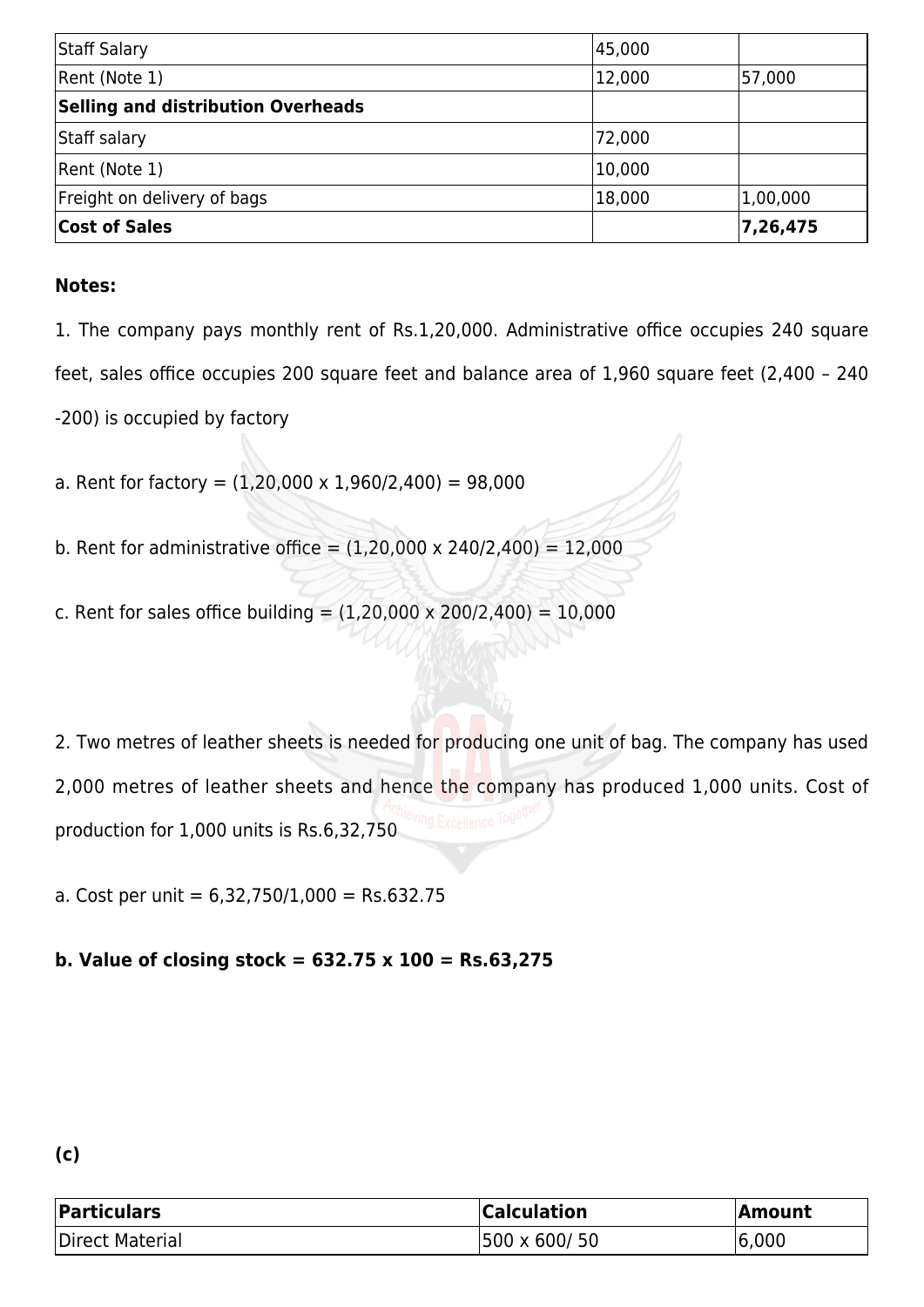| | | |
|---|---|---|
| Staff Salary | 45,000 | |
| Rent (Note 1) | 12,000 | 57,000 |
| **Selling and distribution Overheads** | | |
| Staff salary | 72,000 | |
| Rent (Note 1) | 10,000 | |
| Freight on delivery of bags | 18,000 | 1,00,000 |
| **Cost of Sales** | | **7,26,475** |

**Notes:**

1. The company pays monthly rent of Rs.1,20,000. Administrative office occupies 240 square feet, sales office occupies 200 square feet and balance area of 1,960 square feet (2,400 – 240 -200) is occupied by factory

a. Rent for factory = (1,20,000 x 1,960/2,400) = 98,000

b. Rent for administrative office = (1,20,000 x 240/2,400) = 12,000

c. Rent for sales office building = (1,20,000 x 200/2,400) = 10,000

2. Two metres of leather sheets is needed for producing one unit of bag. The company has used 2,000 metres of leather sheets and hence the company has produced 1,000 units. Cost of production for 1,000 units is Rs.6,32,750

a. Cost per unit = 6,32,750/1,000 = Rs.632.75

**b. Value of closing stock = 632.75 x 100 = Rs.63,275**

**(c)**

| **Particulars** | **Calculation** | **Amount** |
|---|---|---|
| Direct Material | 500 x 600/ 50 | 6,000 |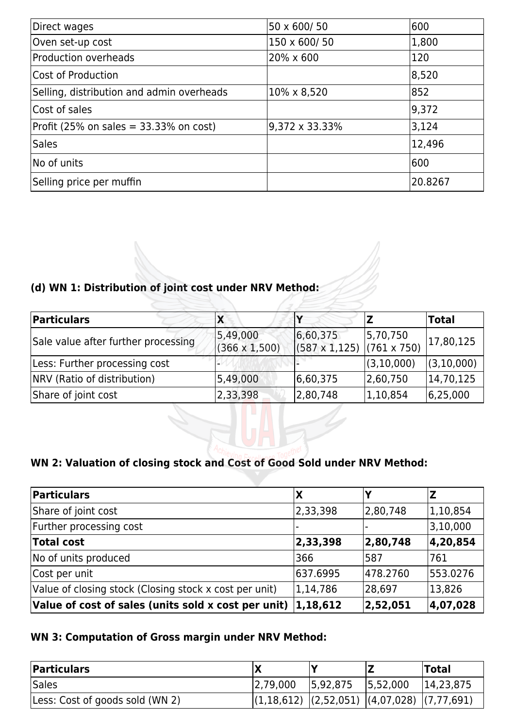| Direct wages | 50 x 600/ 50 | 600 |
|---|---|---|
| Oven set-up cost | 150 x 600/ 50 | 1,800 |
| Production overheads | 20% x 600 | 120 |
| Cost of Production | | 8,520 |
| Selling, distribution and admin overheads | 10% x 8,520 | 852 |
| Cost of sales | | 9,372 |
| Profit (25% on sales = 33.33% on cost) | 9,372 x 33.33% | 3,124 |
| Sales | | 12,496 |
| No of units | | 600 |
| Selling price per muffin | | 20.8267 |

**(d) WN 1: Distribution of joint cost under NRV Method:**

| Particulars | X | Y | Z | Total |
|---|---|---|---|---|
| Sale value after further processing | 5,49,000 (366 x 1,500) | 6,60,375 (587 x 1,125) | 5,70,750 (761 x 750) | 17,80,125 |
| Less: Further processing cost | - | - | (3,10,000) | (3,10,000) |
| NRV (Ratio of distribution) | 5,49,000 | 6,60,375 | 2,60,750 | 14,70,125 |
| Share of joint cost | 2,33,398 | 2,80,748 | 1,10,854 | 6,25,000 |

**WN 2: Valuation of closing stock and Cost of Good Sold under NRV Method:**

| Particulars | X | Y | Z |
|---|---|---|---|
| Share of joint cost | 2,33,398 | 2,80,748 | 1,10,854 |
| Further processing cost | - | - | 3,10,000 |
| **Total cost** | **2,33,398** | **2,80,748** | **4,20,854** |
| No of units produced | 366 | 587 | 761 |
| Cost per unit | 637.6995 | 478.2760 | 553.0276 |
| Value of closing stock (Closing stock x cost per unit) | 1,14,786 | 28,697 | 13,826 |
| **Value of cost of sales (units sold x cost per unit)** | **1,18,612** | **2,52,051** | **4,07,028** |

**WN 3: Computation of Gross margin under NRV Method:**

| Particulars | X | Y | Z | Total |
|---|---|---|---|---|
| Sales | 2,79,000 | 5,92,875 | 5,52,000 | 14,23,875 |
| Less: Cost of goods sold (WN 2) | (1,18,612) | (2,52,051) | (4,07,028) | (7,77,691) |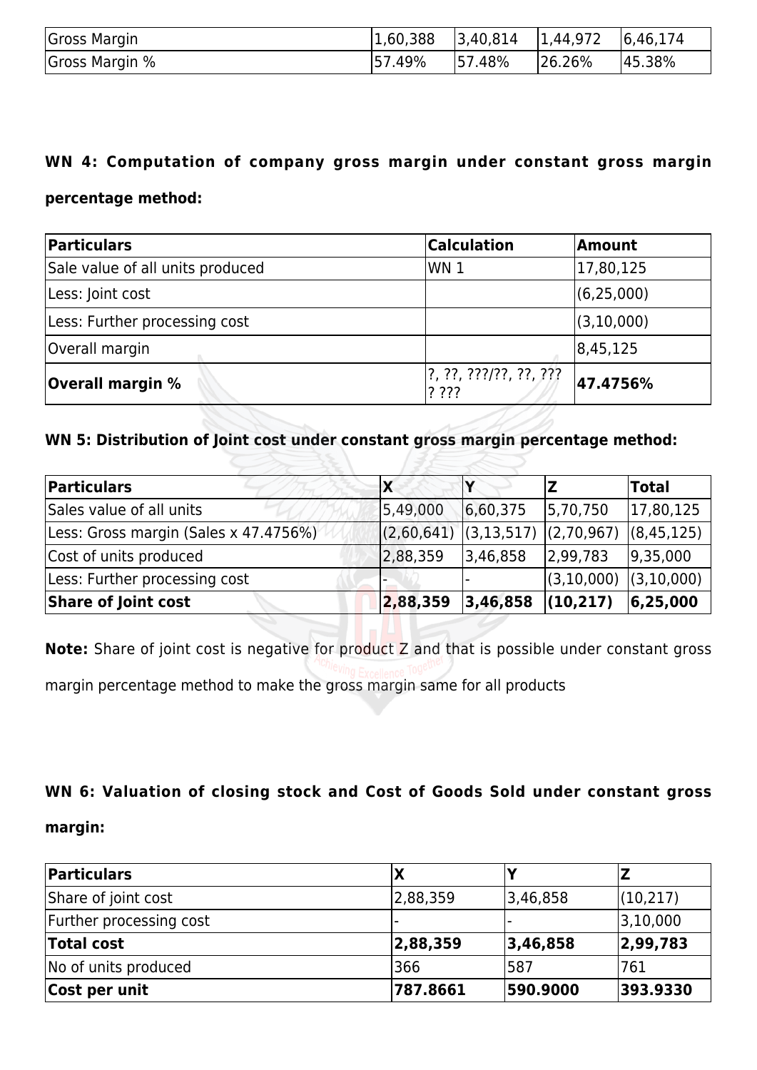| Gross Margin | 1,60,388 | 3,40,814 | 1,44,972 | 6,46,174 |
|---|---|---|---|---|
| Gross Margin % | 57.49% | 57.48% | 26.26% | 45.38% |

**WN 4: Computation of company gross margin under constant gross margin percentage method:**

| Particulars | Calculation | Amount |
|---|---|---|
| Sale value of all units produced | WN 1 | 17,80,125 |
| Less: Joint cost | | (6,25,000) |
| Less: Further processing cost | | (3,10,000) |
| Overall margin | | 8,45,125 |
| **Overall margin %** | ?, ??, ???/??, ??, ??? ? ??? | **47.4756%** |

**WN 5: Distribution of Joint cost under constant gross margin percentage method:**

| Particulars | X | Y | Z | Total |
|---|---|---|---|---|
| Sales value of all units | 5,49,000 | 6,60,375 | 5,70,750 | 17,80,125 |
| Less: Gross margin (Sales x 47.4756%) | (2,60,641) | (3,13,517) | (2,70,967) | (8,45,125) |
| Cost of units produced | 2,88,359 | 3,46,858 | 2,99,783 | 9,35,000 |
| Less: Further processing cost | - | - | (3,10,000) | (3,10,000) |
| **Share of Joint cost** | **2,88,359** | **3,46,858** | **(10,217)** | **6,25,000** |

**Note:** Share of joint cost is negative for product Z and that is possible under constant gross margin percentage method to make the gross margin same for all products

**WN 6: Valuation of closing stock and Cost of Goods Sold under constant gross margin:**

| Particulars | X | Y | Z |
|---|---|---|---|
| Share of joint cost | 2,88,359 | 3,46,858 | (10,217) |
| Further processing cost | - | - | 3,10,000 |
| **Total cost** | **2,88,359** | **3,46,858** | **2,99,783** |
| No of units produced | 366 | 587 | 761 |
| **Cost per unit** | **787.8661** | **590.9000** | **393.9330** |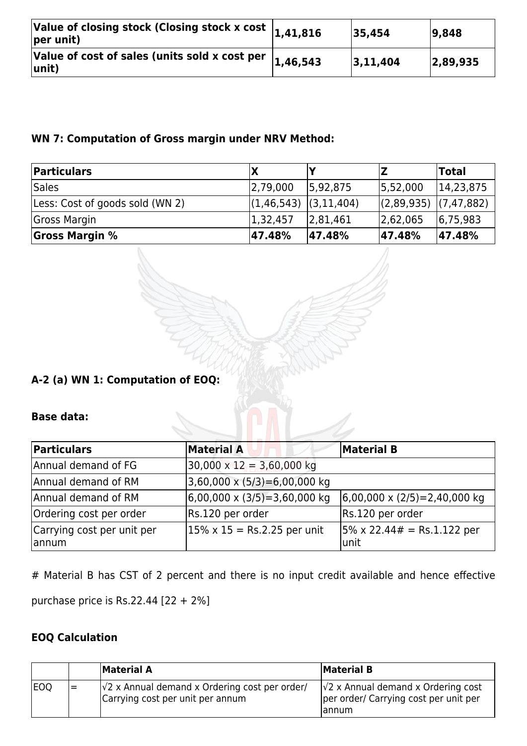| Value of closing stock (Closing stock x cost per unit) | 1,41,816 | 35,454 | 9,848 |
|---|---|---|---|
| Value of cost of sales (units sold x cost per unit) | 1,46,543 | 3,11,404 | 2,89,935 |

**WN 7: Computation of Gross margin under NRV Method:**

| Particulars | X | Y | Z | Total |
|---|---|---|---|---|
| Sales | 2,79,000 | 5,92,875 | 5,52,000 | 14,23,875 |
| Less: Cost of goods sold (WN 2) | (1,46,543) | (3,11,404) | (2,89,935) | (7,47,882) |
| Gross Margin | 1,32,457 | 2,81,461 | 2,62,065 | 6,75,983 |
| **Gross Margin %** | **47.48%** | **47.48%** | **47.48%** | **47.48%** |

**A-2 (a) WN 1: Computation of EOQ:**

**Base data:**

| Particulars | Material A | Material B |
|---|---|---|
| Annual demand of FG | 30,000 x 12 = 3,60,000 kg | |
| Annual demand of RM | 3,60,000 x (5/3)=6,00,000 kg | |
| Annual demand of RM | 6,00,000 x (3/5)=3,60,000 kg | 6,00,000 x (2/5)=2,40,000 kg |
| Ordering cost per order | Rs.120 per order | Rs.120 per order |
| Carrying cost per unit per annum | 15% x 15 = Rs.2.25 per unit | 5% x 22.44# = Rs.1.122 per unit |

# Material B has CST of 2 percent and there is no input credit available and hence effective purchase price is Rs.22.44 [22 + 2%]

**EOQ Calculation**

| | | Material A | Material B |
|---|---|---|---|
| EOQ | = | √2 x Annual demand x Ordering cost per order/ Carrying cost per unit per annum | √2 x Annual demand x Ordering cost per order/ Carrying cost per unit per annum |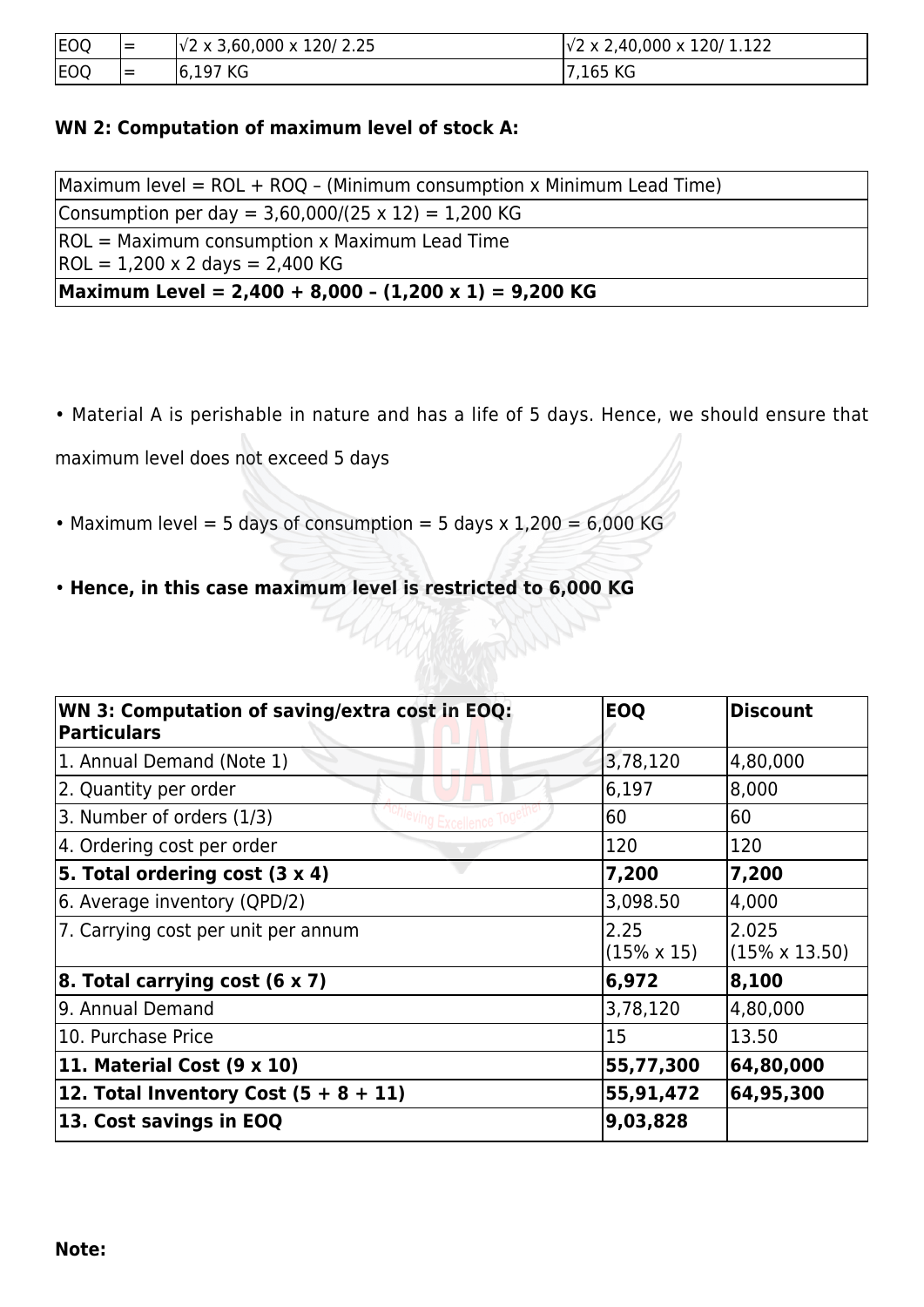| EOQ | = | $\sqrt{2 \times 3,60,000 \times 120 / 2.25}$ | $\sqrt{2 \times 2,40,000 \times 120 / 1.122}$ |
|---|---|---|---|
| EOQ | = | 6,197 KG | 7,165 KG |

**WN 2: Computation of maximum level of stock A:**

| Maximum level = ROL + ROQ – (Minimum consumption x Minimum Lead Time) |
|---|
| Consumption per day = 3,60,000/(25 x 12) = 1,200 KG |
| ROL = Maximum consumption x Maximum Lead Time<br>ROL = 1,200 x 2 days = 2,400 KG |
| **Maximum Level = 2,400 + 8,000 – (1,200 x 1) = 9,200 KG** |

- Material A is perishable in nature and has a life of 5 days. Hence, we should ensure that maximum level does not exceed 5 days
- Maximum level = 5 days of consumption = 5 days x 1,200 = 6,000 KG
- **Hence, in this case maximum level is restricted to 6,000 KG**

| WN 3: Computation of saving/extra cost in EOQ: Particulars | EOQ | Discount |
|---|---|---|
| 1. Annual Demand (Note 1) | 3,78,120 | 4,80,000 |
| 2. Quantity per order | 6,197 | 8,000 |
| 3. Number of orders (1/3) | 60 | 60 |
| 4. Ordering cost per order | 120 | 120 |
| **5. Total ordering cost (3 x 4)** | **7,200** | **7,200** |
| 6. Average inventory (QPD/2) | 3,098.50 | 4,000 |
| 7. Carrying cost per unit per annum | 2.25 (15% x 15) | 2.025 (15% x 13.50) |
| **8. Total carrying cost (6 x 7)** | **6,972** | **8,100** |
| 9. Annual Demand | 3,78,120 | 4,80,000 |
| 10. Purchase Price | 15 | 13.50 |
| **11. Material Cost (9 x 10)** | **55,77,300** | **64,80,000** |
| **12. Total Inventory Cost (5 + 8 + 11)** | **55,91,472** | **64,95,300** |
| **13. Cost savings in EOQ** | **9,03,828** | |

**Note:**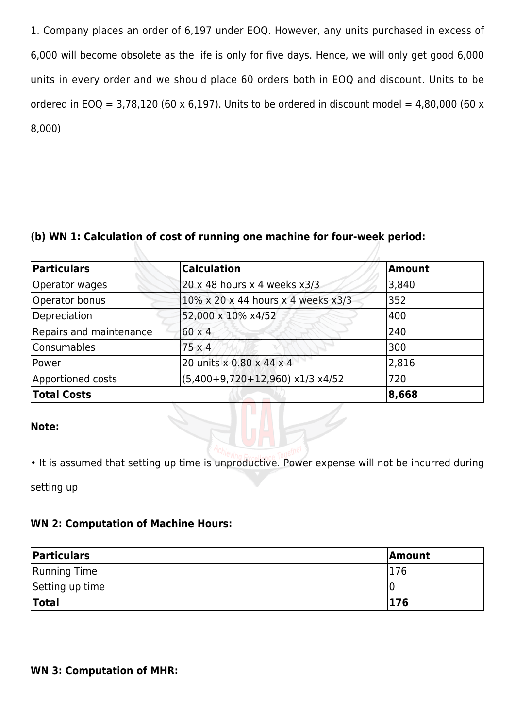1. Company places an order of 6,197 under EOQ. However, any units purchased in excess of 6,000 will become obsolete as the life is only for five days. Hence, we will only get good 6,000 units in every order and we should place 60 orders both in EOQ and discount. Units to be ordered in EOQ = 3,78,120 (60 x 6,197). Units to be ordered in discount model = 4,80,000 (60 x 8,000)

**(b) WN 1: Calculation of cost of running one machine for four-week period:**

| Particulars | Calculation | Amount |
|---|---|---|
| Operator wages | 20 x 48 hours x 4 weeks x3/3 | 3,840 |
| Operator bonus | 10% x 20 x 44 hours x 4 weeks x3/3 | 352 |
| Depreciation | 52,000 x 10% x4/52 | 400 |
| Repairs and maintenance | 60 x 4 | 240 |
| Consumables | 75 x 4 | 300 |
| Power | 20 units x 0.80 x 44 x 4 | 2,816 |
| Apportioned costs | (5,400+9,720+12,960) x1/3 x4/52 | 720 |
| **Total Costs** | | **8,668** |

**Note:**

- It is assumed that setting up time is unproductive. Power expense will not be incurred during setting up

**WN 2: Computation of Machine Hours:**

| Particulars | Amount |
|---|---|
| Running Time | 176 |
| Setting up time | 0 |
| **Total** | **176** |

**WN 3: Computation of MHR:**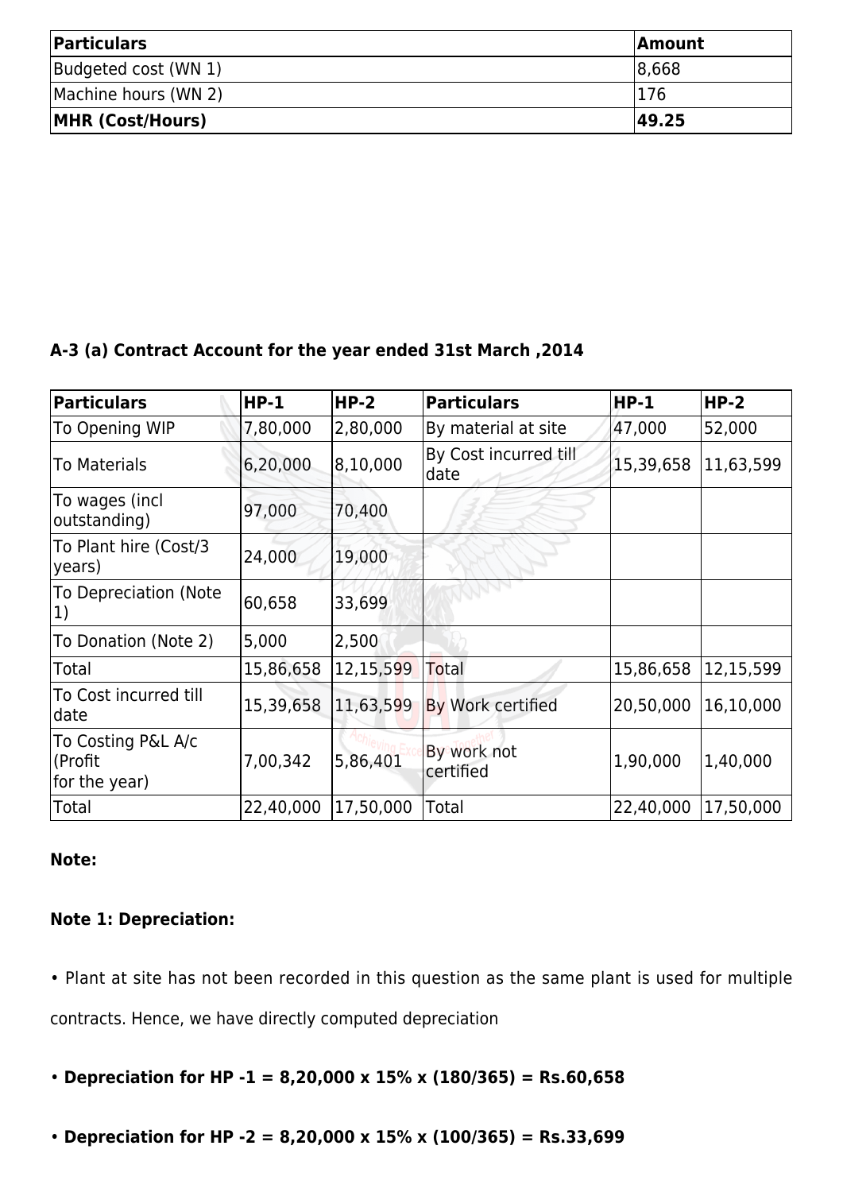| Particulars | Amount |
|---|---|
| Budgeted cost (WN 1) | 8,668 |
| Machine hours (WN 2) | 176 |
| **MHR (Cost/Hours)** | **49.25** |

**A-3 (a) Contract Account for the year ended 31st March ,2014**

| Particulars | HP-1 | HP-2 | Particulars | HP-1 | HP-2 |
|---|---|---|---|---|---|
| To Opening WIP | 7,80,000 | 2,80,000 | By material at site | 47,000 | 52,000 |
| To Materials | 6,20,000 | 8,10,000 | By Cost incurred till date | 15,39,658 | 11,63,599 |
| To wages (incl outstanding) | 97,000 | 70,400 | | | |
| To Plant hire (Cost/3 years) | 24,000 | 19,000 | | | |
| To Depreciation (Note 1) | 60,658 | 33,699 | | | |
| To Donation (Note 2) | 5,000 | 2,500 | | | |
| Total | 15,86,658 | 12,15,599 | Total | 15,86,658 | 12,15,599 |
| To Cost incurred till date | 15,39,658 | 11,63,599 | By Work certified | 20,50,000 | 16,10,000 |
| To Costing P&L A/c (Profit for the year) | 7,00,342 | 5,86,401 | By work not certified | 1,90,000 | 1,40,000 |
| Total | 22,40,000 | 17,50,000 | Total | 22,40,000 | 17,50,000 |

**Note:**

**Note 1: Depreciation:**

- Plant at site has not been recorded in this question as the same plant is used for multiple contracts. Hence, we have directly computed depreciation
- **Depreciation for HP -1 = 8,20,000 x 15% x (180/365) = Rs.60,658**
- **Depreciation for HP -2 = 8,20,000 x 15% x (100/365) = Rs.33,699**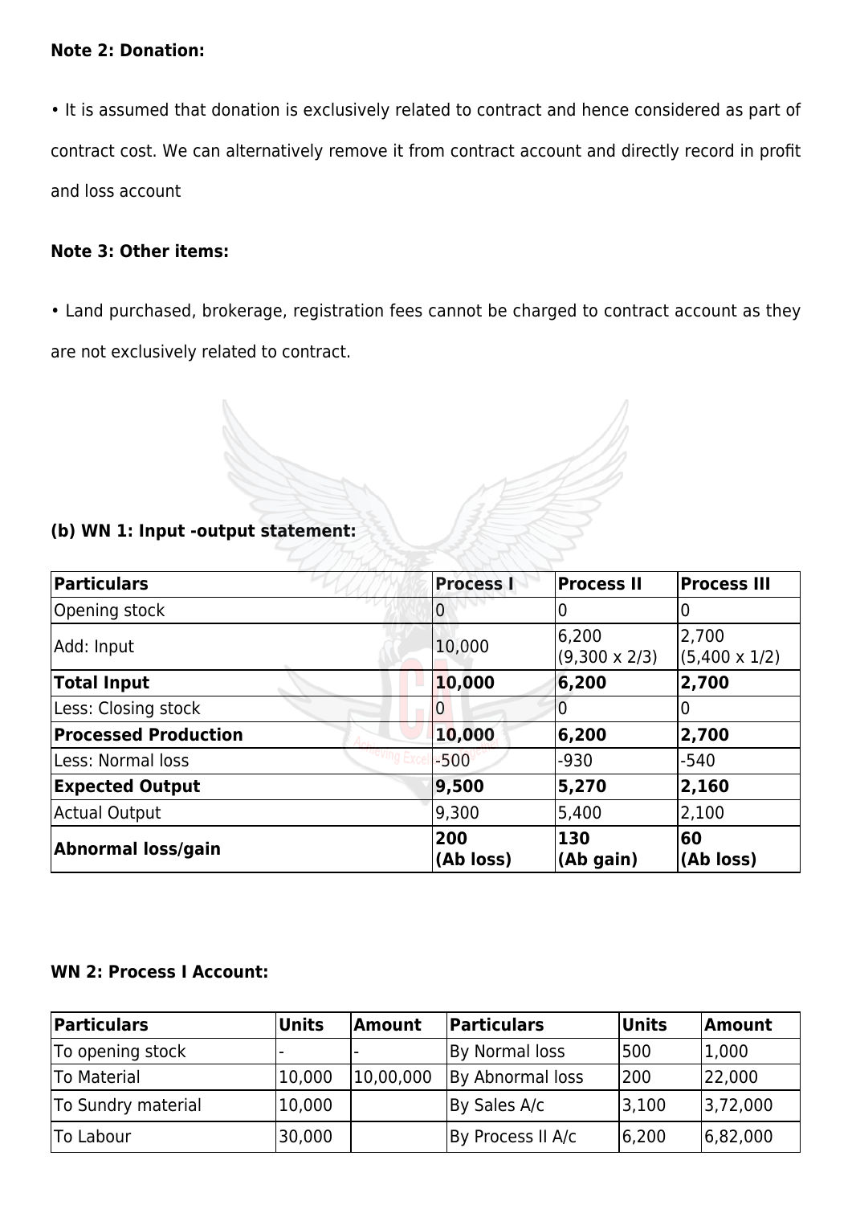**Note 2: Donation:**

• It is assumed that donation is exclusively related to contract and hence considered as part of contract cost. We can alternatively remove it from contract account and directly record in profit and loss account

**Note 3: Other items:**

• Land purchased, brokerage, registration fees cannot be charged to contract account as they are not exclusively related to contract.

**(b) WN 1: Input -output statement:**

| Particulars | Process I | Process II | Process III |
|---|---|---|---|
| Opening stock | 0 | 0 | 0 |
| Add: Input | 10,000 | 6,200 (9,300 x 2/3) | 2,700 (5,400 x 1/2) |
| **Total Input** | **10,000** | **6,200** | **2,700** |
| Less: Closing stock | 0 | 0 | 0 |
| **Processed Production** | **10,000** | **6,200** | **2,700** |
| Less: Normal loss | -500 | -930 | -540 |
| **Expected Output** | **9,500** | **5,270** | **2,160** |
| Actual Output | 9,300 | 5,400 | 2,100 |
| **Abnormal loss/gain** | **200 (Ab loss)** | **130 (Ab gain)** | **60 (Ab loss)** |

**WN 2: Process I Account:**

| Particulars | Units | Amount | Particulars | Units | Amount |
|---|---|---|---|---|---|
| To opening stock | - | - | By Normal loss | 500 | 1,000 |
| To Material | 10,000 | 10,00,000 | By Abnormal loss | 200 | 22,000 |
| To Sundry material | 10,000 | | By Sales A/c | 3,100 | 3,72,000 |
| To Labour | 30,000 | | By Process II A/c | 6,200 | 6,82,000 |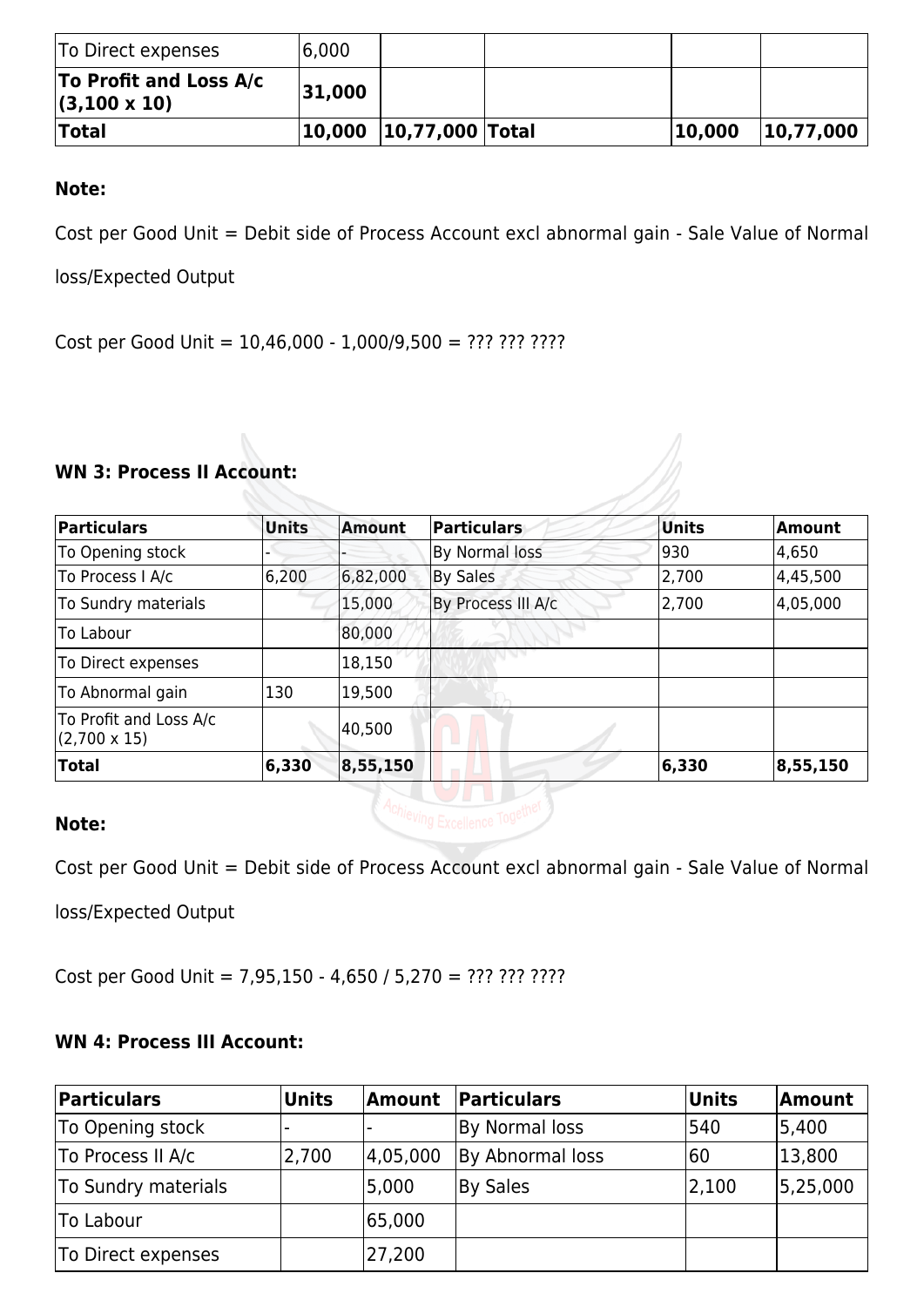| To Direct expenses | 6,000 | | | | |
|---|---|---|---|---|---|
| **To Profit and Loss A/c (3,100 x 10)** | **31,000** | | | | |
| **Total** | **10,000** | **10,77,000** | **Total** | **10,000** | **10,77,000** |

**Note:**

Cost per Good Unit = Debit side of Process Account excl abnormal gain - Sale Value of Normal loss/Expected Output

Cost per Good Unit = 10,46,000 - 1,000/9,500 = ??? ??? ????

**WN 3: Process II Account:**

| Particulars | Units | Amount | Particulars | Units | Amount |
|---|---|---|---|---|---|
| To Opening stock | - | - | By Normal loss | 930 | 4,650 |
| To Process I A/c | 6,200 | 6,82,000 | By Sales | 2,700 | 4,45,500 |
| To Sundry materials | | 15,000 | By Process III A/c | 2,700 | 4,05,000 |
| To Labour | | 80,000 | | | |
| To Direct expenses | | 18,150 | | | |
| To Abnormal gain | 130 | 19,500 | | | |
| To Profit and Loss A/c (2,700 x 15) | | 40,500 | | | |
| **Total** | **6,330** | **8,55,150** | | **6,330** | **8,55,150** |

**Note:**

Cost per Good Unit = Debit side of Process Account excl abnormal gain - Sale Value of Normal loss/Expected Output

Cost per Good Unit = 7,95,150 - 4,650 / 5,270 = ??? ??? ????

**WN 4: Process III Account:**

| Particulars | Units | Amount | Particulars | Units | Amount |
|---|---|---|---|---|---|
| To Opening stock | - | - | By Normal loss | 540 | 5,400 |
| To Process II A/c | 2,700 | 4,05,000 | By Abnormal loss | 60 | 13,800 |
| To Sundry materials | | 5,000 | By Sales | 2,100 | 5,25,000 |
| To Labour | | 65,000 | | | |
| To Direct expenses | | 27,200 | | | |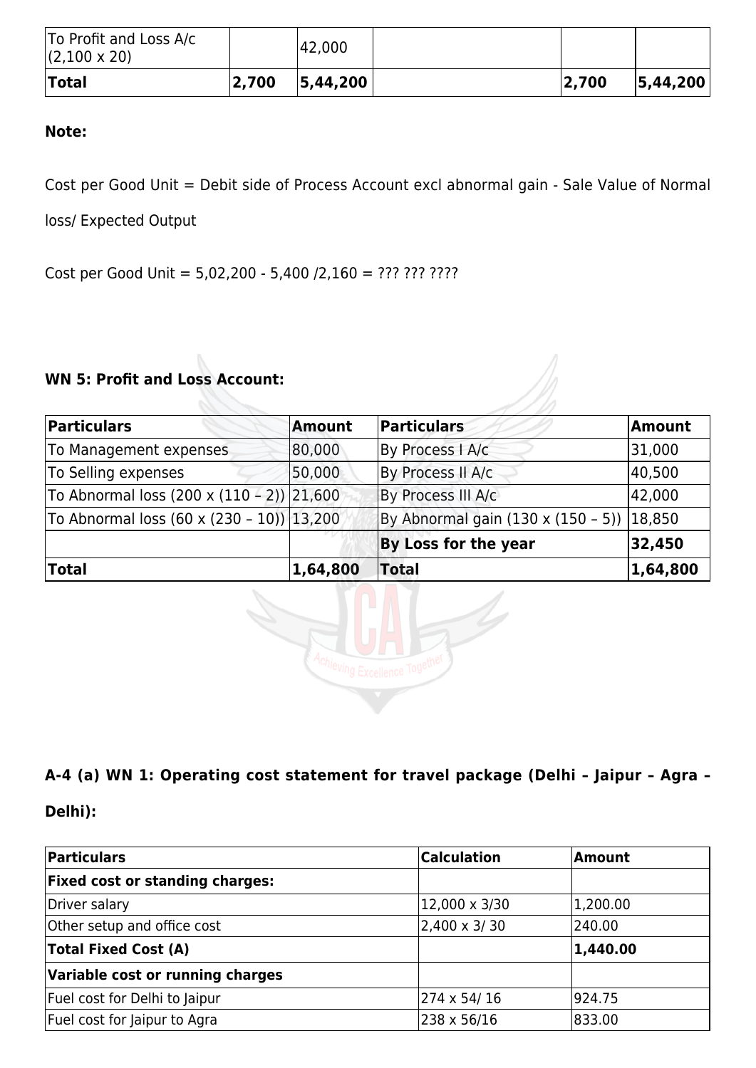| To Profit and Loss A/c (2,100 x 20) | | 42,000 | | | |
|---|---|---|---|---|---|
| **Total** | **2,700** | **5,44,200** | | **2,700** | **5,44,200** |

**Note:**

Cost per Good Unit = Debit side of Process Account excl abnormal gain - Sale Value of Normal loss/ Expected Output

Cost per Good Unit = 5,02,200 - 5,400 /2,160 = ??? ??? ????

#### WN 5: Profit and Loss Account:

| Particulars | Amount | Particulars | Amount |
|---|---|---|---|
| To Management expenses | 80,000 | By Process I A/c | 31,000 |
| To Selling expenses | 50,000 | By Process II A/c | 40,500 |
| To Abnormal loss (200 x (110 – 2)) | 21,600 | By Process III A/c | 42,000 |
| To Abnormal loss (60 x (230 – 10)) | 13,200 | By Abnormal gain (130 x (150 – 5)) | 18,850 |
| | | **By Loss for the year** | **32,450** |
| **Total** | **1,64,800** | **Total** | **1,64,800** |

#### A-4 (a) WN 1: Operating cost statement for travel package (Delhi – Jaipur – Agra – Delhi):

| Particulars | Calculation | Amount |
|---|---|---|
| **Fixed cost or standing charges:** | | |
| Driver salary | 12,000 x 3/30 | 1,200.00 |
| Other setup and office cost | 2,400 x 3/ 30 | 240.00 |
| **Total Fixed Cost (A)** | | **1,440.00** |
| **Variable cost or running charges** | | |
| Fuel cost for Delhi to Jaipur | 274 x 54/ 16 | 924.75 |
| Fuel cost for Jaipur to Agra | 238 x 56/16 | 833.00 |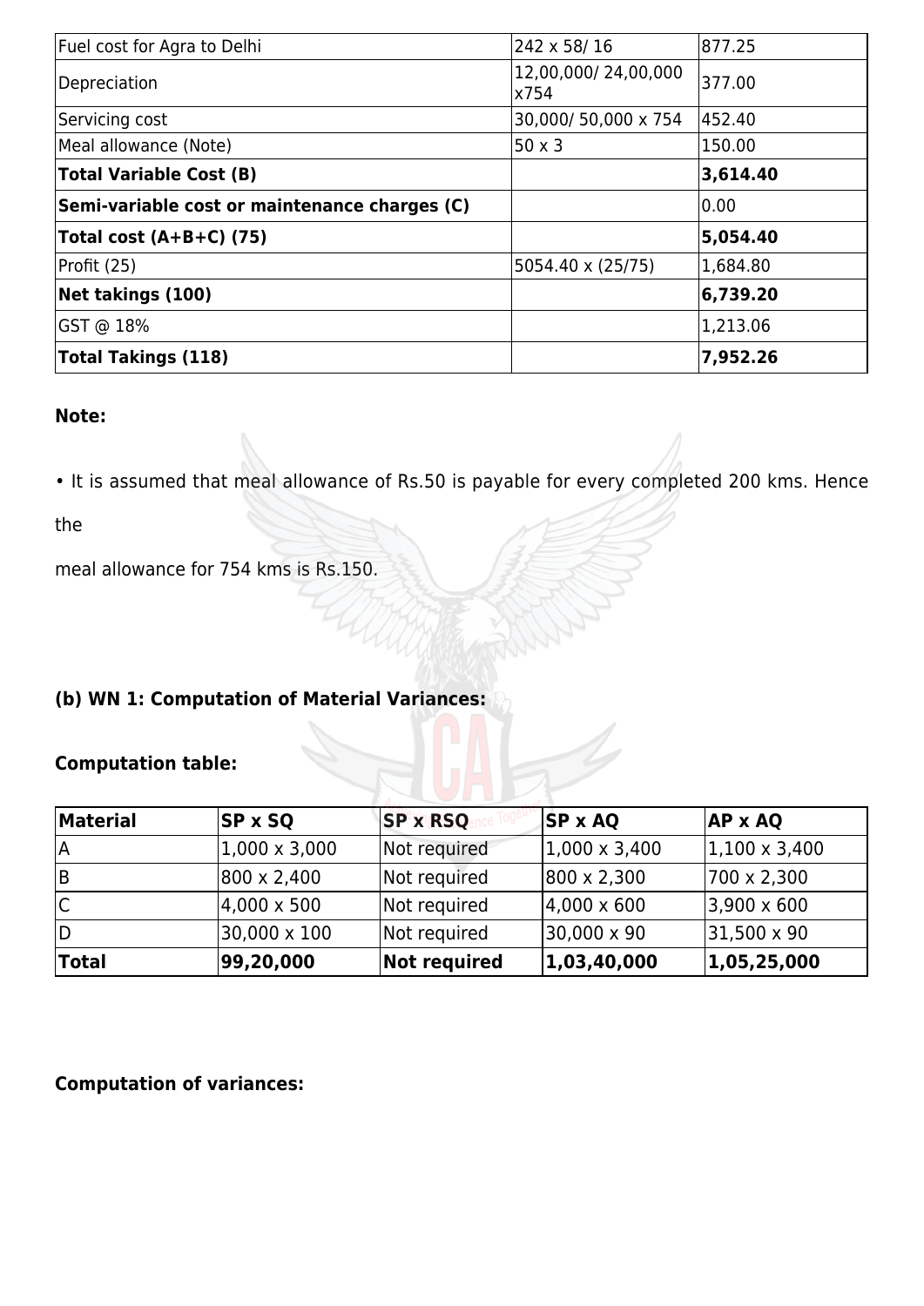| Fuel cost for Agra to Delhi | 242 x 58/ 16 | 877.25 |
|---|---|---|
| Depreciation | 12,00,000/ 24,00,000 x754 | 377.00 |
| Servicing cost | 30,000/ 50,000 x 754 | 452.40 |
| Meal allowance (Note) | 50 x 3 | 150.00 |
| **Total Variable Cost (B)** | | **3,614.40** |
| **Semi-variable cost or maintenance charges (C)** | | 0.00 |
| **Total cost (A+B+C) (75)** | | **5,054.40** |
| Profit (25) | 5054.40 x (25/75) | 1,684.80 |
| **Net takings (100)** | | **6,739.20** |
| GST @ 18% | | 1,213.06 |
| **Total Takings (118)** | | **7,952.26** |

**Note:**

• It is assumed that meal allowance of Rs.50 is payable for every completed 200 kms. Hence the

meal allowance for 754 kms is Rs.150.

### (b) WN 1: Computation of Material Variances:

**Computation table:**

| Material | SP x SQ | SP x RSQ | SP x AQ | AP x AQ |
|---|---|---|---|---|
| A | 1,000 x 3,000 | Not required | 1,000 x 3,400 | 1,100 x 3,400 |
| B | 800 x 2,400 | Not required | 800 x 2,300 | 700 x 2,300 |
| C | 4,000 x 500 | Not required | 4,000 x 600 | 3,900 x 600 |
| D | 30,000 x 100 | Not required | 30,000 x 90 | 31,500 x 90 |
| **Total** | **99,20,000** | **Not required** | **1,03,40,000** | **1,05,25,000** |

**Computation of variances:**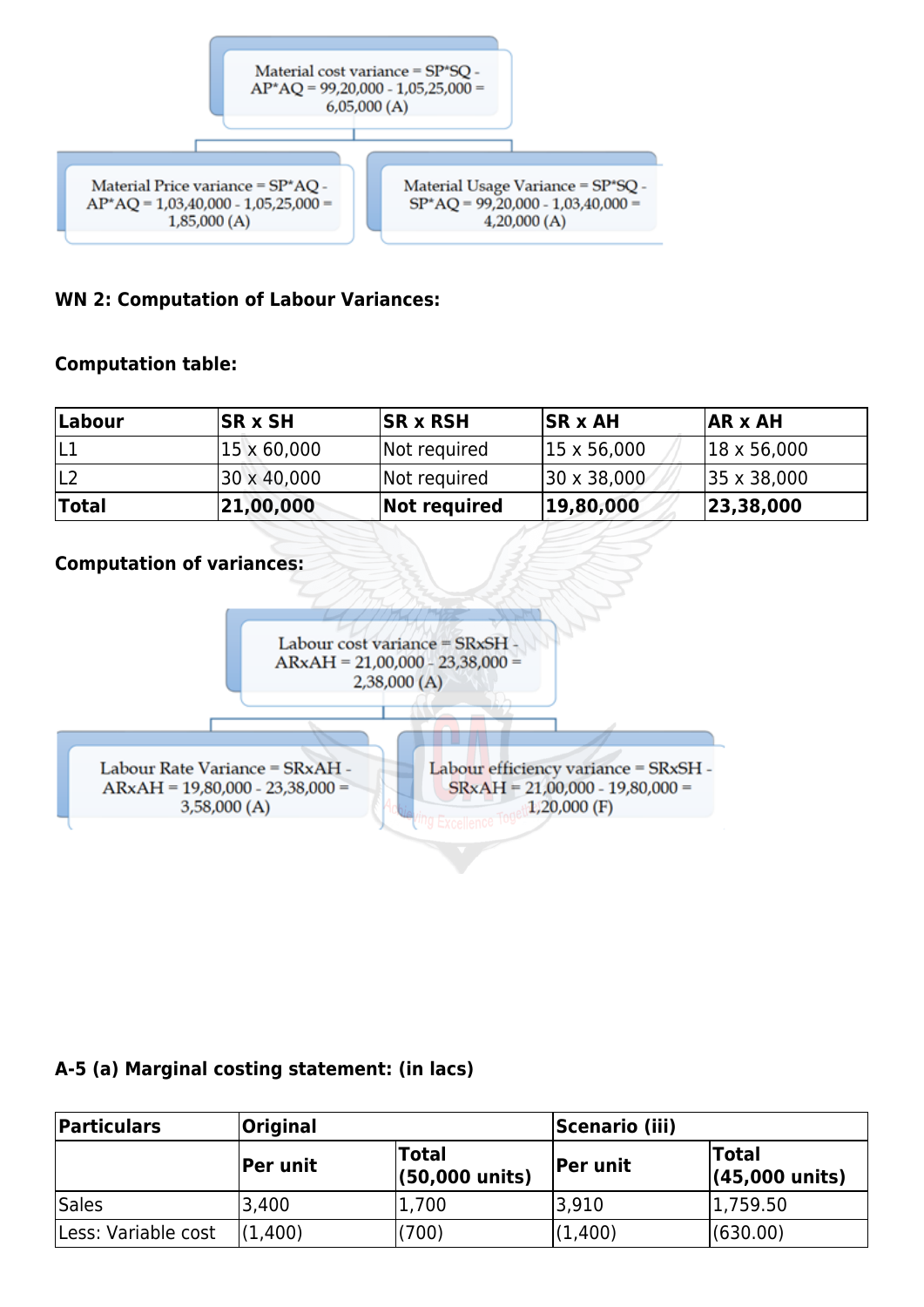Material cost variance = SP*SQ - AP*AQ = 99,20,000 - 1,05,25,000 = 6,05,000 (A)

Material Price variance = SP*AQ - AP*AQ = 1,03,40,000 - 1,05,25,000 = 1,85,000 (A)

Material Usage Variance = SP*SQ - SP*AQ = 99,20,000 - 1,03,40,000 = 4,20,000 (A)

**WN 2: Computation of Labour Variances:**

**Computation table:**

| **Labour** | **SR x SH** | **SR x RSH** | **SR x AH** | **AR x AH** |
|---|---|---|---|---|
| L1 | 15 x 60,000 | Not required | 15 x 56,000 | 18 x 56,000 |
| L2 | 30 x 40,000 | Not required | 30 x 38,000 | 35 x 38,000 |
| **Total** | **21,00,000** | **Not required** | **19,80,000** | **23,38,000** |

**Computation of variances:**

Labour cost variance = SRxSH - ARxAH = 21,00,000 - 23,38,000 = 2,38,000 (A)

Labour Rate Variance = SRxAH - ARxAH = 19,80,000 - 23,38,000 = 3,58,000 (A)

Labour efficiency variance = SRxSH - SRxAH = 21,00,000 - 19,80,000 = 1,20,000 (F)

**A-5 (a) Marginal costing statement: (in lacs)**

| **Particulars** | **Original** | | **Scenario (iii)** | |
|---|---|---|---|---|
| | **Per unit** | **Total (50,000 units)** | **Per unit** | **Total (45,000 units)** |
| Sales | 3,400 | 1,700 | 3,910 | 1,759.50 |
| Less: Variable cost | (1,400) | (700) | (1,400) | (630.00) |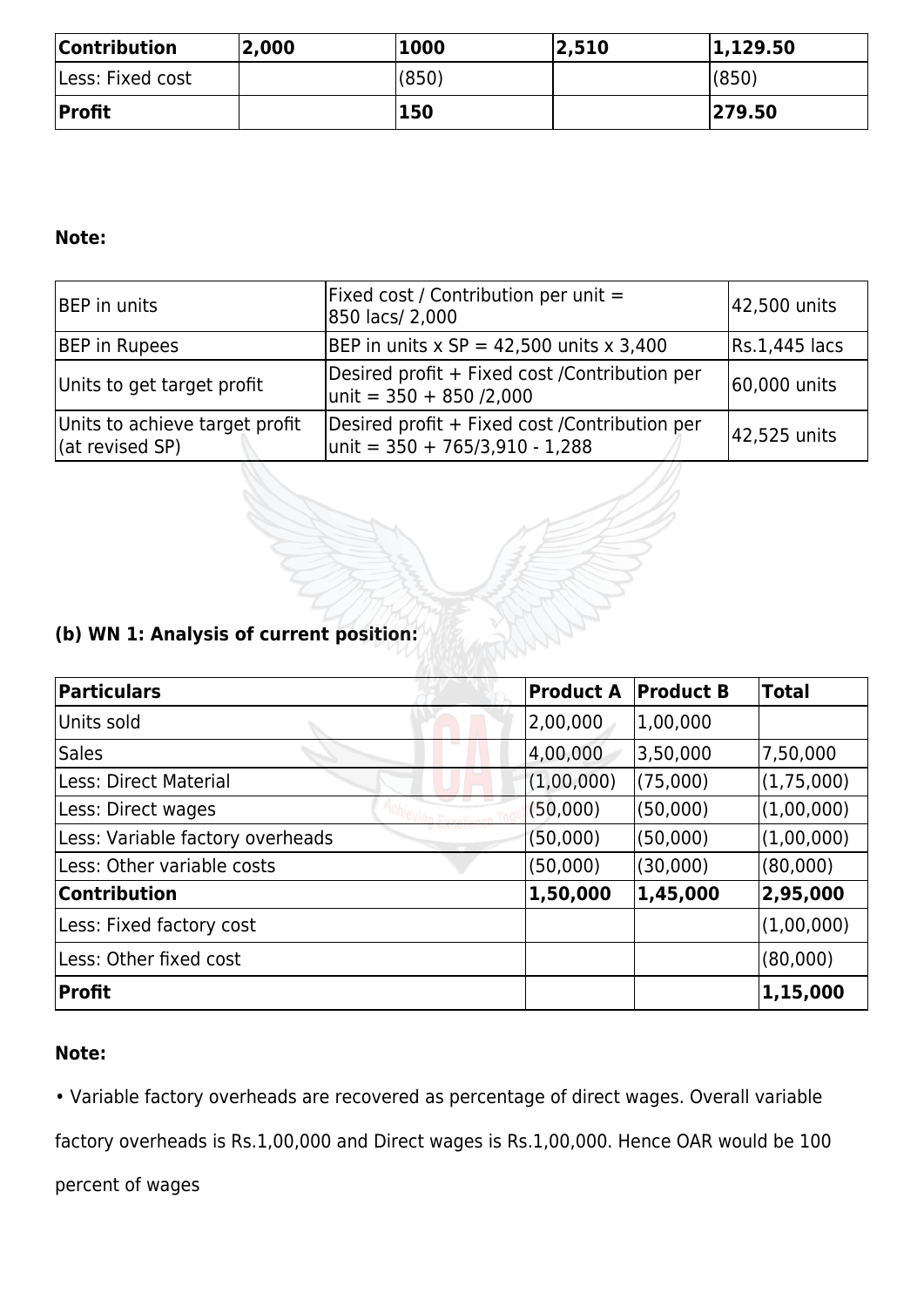| Contribution | 2,000 | 1000 | 2,510 | 1,129.50 |
|---|---|---|---|---|
| Less: Fixed cost | | (850) | | (850) |
| **Profit** | | **150** | | **279.50** |

**Note:**

| | | |
|---|---|---|
| BEP in units | Fixed cost / Contribution per unit = 850 lacs/ 2,000 | 42,500 units |
| BEP in Rupees | BEP in units x SP = 42,500 units x 3,400 | Rs.1,445 lacs |
| Units to get target profit | Desired profit + Fixed cost /Contribution per unit = 350 + 850 /2,000 | 60,000 units |
| Units to achieve target profit (at revised SP) | Desired profit + Fixed cost /Contribution per unit = 350 + 765/3,910 - 1,288 | 42,525 units |

**(b) WN 1: Analysis of current position:**

| Particulars | Product A | Product B | Total |
|---|---|---|---|
| Units sold | 2,00,000 | 1,00,000 | |
| Sales | 4,00,000 | 3,50,000 | 7,50,000 |
| Less: Direct Material | (1,00,000) | (75,000) | (1,75,000) |
| Less: Direct wages | (50,000) | (50,000) | (1,00,000) |
| Less: Variable factory overheads | (50,000) | (50,000) | (1,00,000) |
| Less: Other variable costs | (50,000) | (30,000) | (80,000) |
| **Contribution** | **1,50,000** | **1,45,000** | **2,95,000** |
| Less: Fixed factory cost | | | (1,00,000) |
| Less: Other fixed cost | | | (80,000) |
| **Profit** | | | **1,15,000** |

**Note:**

- Variable factory overheads are recovered as percentage of direct wages. Overall variable factory overheads is Rs.1,00,000 and Direct wages is Rs.1,00,000. Hence OAR would be 100 percent of wages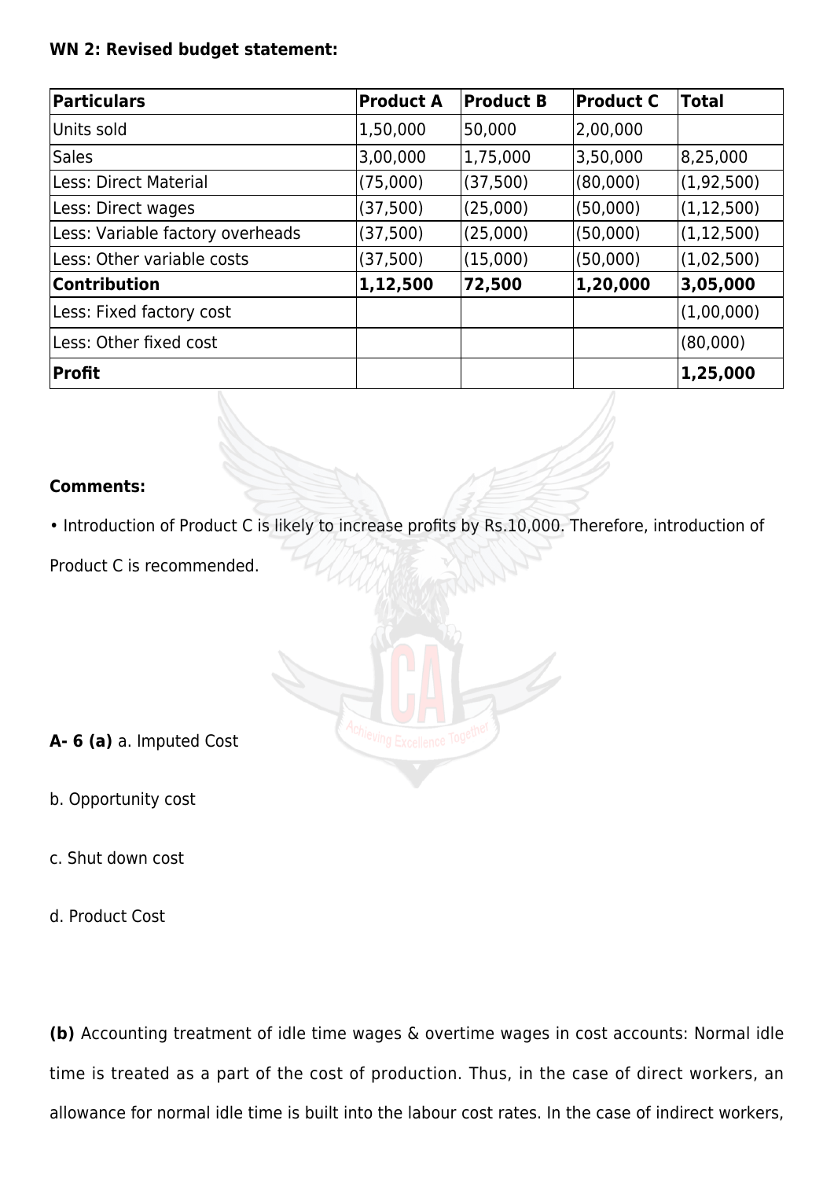**WN 2: Revised budget statement:**

| Particulars | Product A | Product B | Product C | Total |
|---|---|---|---|---|
| Units sold | 1,50,000 | 50,000 | 2,00,000 | |
| Sales | 3,00,000 | 1,75,000 | 3,50,000 | 8,25,000 |
| Less: Direct Material | (75,000) | (37,500) | (80,000) | (1,92,500) |
| Less: Direct wages | (37,500) | (25,000) | (50,000) | (1,12,500) |
| Less: Variable factory overheads | (37,500) | (25,000) | (50,000) | (1,12,500) |
| Less: Other variable costs | (37,500) | (15,000) | (50,000) | (1,02,500) |
| **Contribution** | **1,12,500** | **72,500** | **1,20,000** | **3,05,000** |
| Less: Fixed factory cost | | | | (1,00,000) |
| Less: Other fixed cost | | | | (80,000) |
| **Profit** | | | | **1,25,000** |

**Comments:**

- Introduction of Product C is likely to increase profits by Rs.10,000. Therefore, introduction of Product C is recommended.

**A- 6 (a)** a. Imputed Cost

b. Opportunity cost

c. Shut down cost

d. Product Cost

**(b)** Accounting treatment of idle time wages & overtime wages in cost accounts: Normal idle time is treated as a part of the cost of production. Thus, in the case of direct workers, an allowance for normal idle time is built into the labour cost rates. In the case of indirect workers,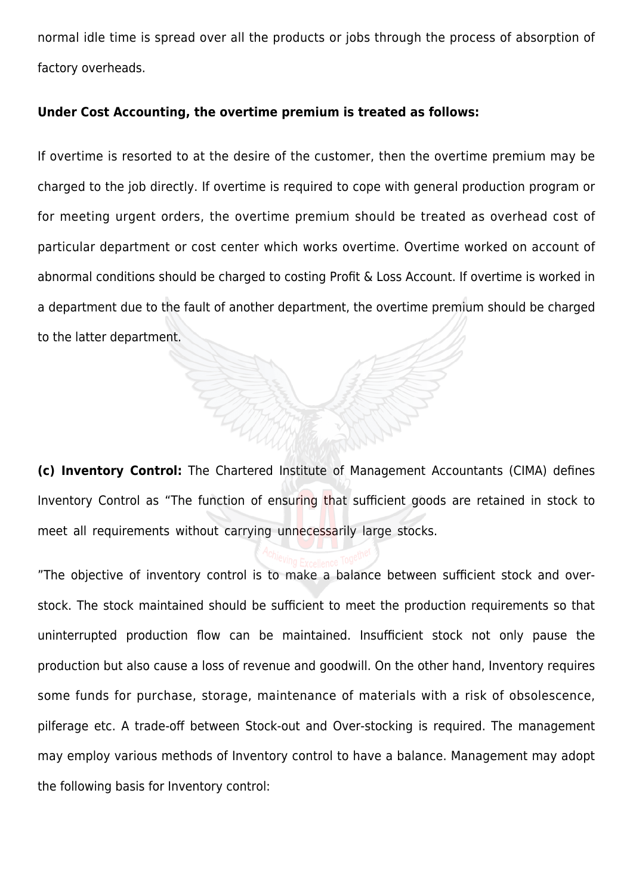normal idle time is spread over all the products or jobs through the process of absorption of factory overheads.

**Under Cost Accounting, the overtime premium is treated as follows:**

If overtime is resorted to at the desire of the customer, then the overtime premium may be charged to the job directly. If overtime is required to cope with general production program or for meeting urgent orders, the overtime premium should be treated as overhead cost of particular department or cost center which works overtime. Overtime worked on account of abnormal conditions should be charged to costing Profit & Loss Account. If overtime is worked in a department due to the fault of another department, the overtime premium should be charged to the latter department.

**(c) Inventory Control:** The Chartered Institute of Management Accountants (CIMA) defines Inventory Control as "The function of ensuring that sufficient goods are retained in stock to meet all requirements without carrying unnecessarily large stocks.

"The objective of inventory control is to make a balance between sufficient stock and over-stock. The stock maintained should be sufficient to meet the production requirements so that uninterrupted production flow can be maintained. Insufficient stock not only pause the production but also cause a loss of revenue and goodwill. On the other hand, Inventory requires some funds for purchase, storage, maintenance of materials with a risk of obsolescence, pilferage etc. A trade-off between Stock-out and Over-stocking is required. The management may employ various methods of Inventory control to have a balance. Management may adopt the following basis for Inventory control: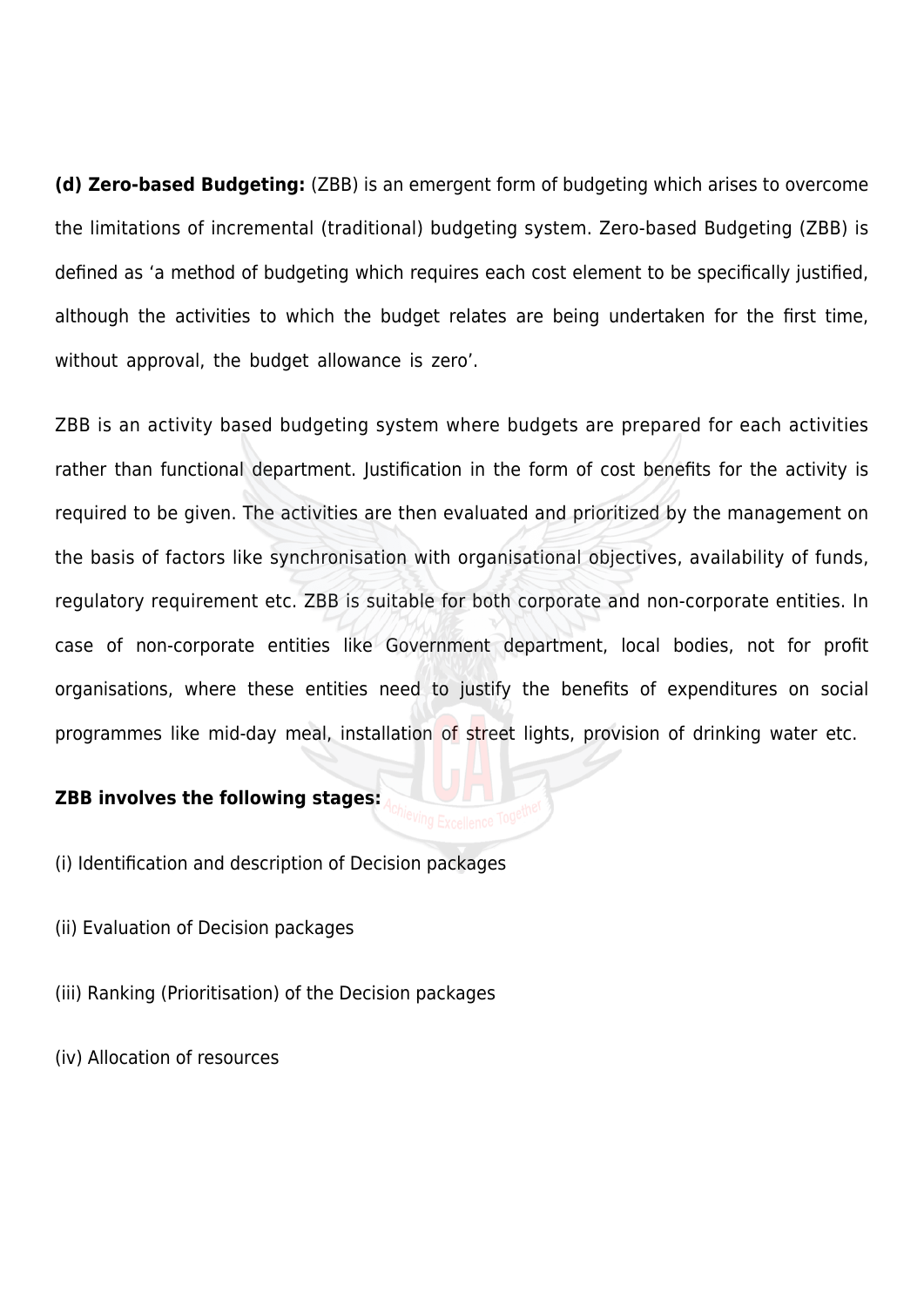**(d) Zero-based Budgeting:** (ZBB) is an emergent form of budgeting which arises to overcome the limitations of incremental (traditional) budgeting system. Zero-based Budgeting (ZBB) is defined as 'a method of budgeting which requires each cost element to be specifically justified, although the activities to which the budget relates are being undertaken for the first time, without approval, the budget allowance is zero'.

ZBB is an activity based budgeting system where budgets are prepared for each activities rather than functional department. Justification in the form of cost benefits for the activity is required to be given. The activities are then evaluated and prioritized by the management on the basis of factors like synchronisation with organisational objectives, availability of funds, regulatory requirement etc. ZBB is suitable for both corporate and non-corporate entities. In case of non-corporate entities like Government department, local bodies, not for profit organisations, where these entities need to justify the benefits of expenditures on social programmes like mid-day meal, installation of street lights, provision of drinking water etc.

**ZBB involves the following stages:**

(i) Identification and description of Decision packages

(ii) Evaluation of Decision packages

(iii) Ranking (Prioritisation) of the Decision packages

(iv) Allocation of resources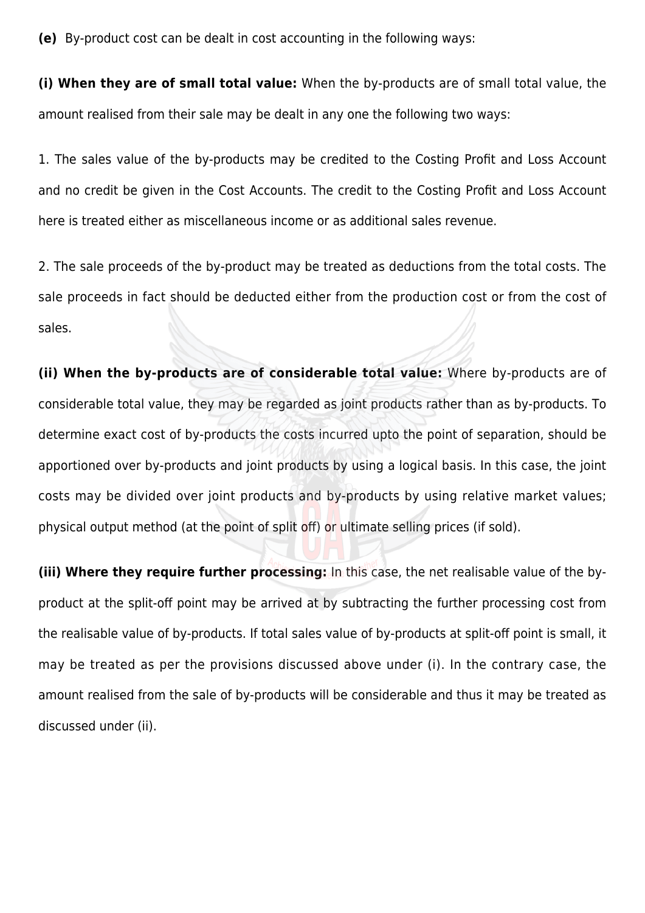**(e)** By-product cost can be dealt in cost accounting in the following ways:

**(i) When they are of small total value:** When the by-products are of small total value, the amount realised from their sale may be dealt in any one the following two ways:

1. The sales value of the by-products may be credited to the Costing Profit and Loss Account and no credit be given in the Cost Accounts. The credit to the Costing Profit and Loss Account here is treated either as miscellaneous income or as additional sales revenue.

2. The sale proceeds of the by-product may be treated as deductions from the total costs. The sale proceeds in fact should be deducted either from the production cost or from the cost of sales.

**(ii) When the by-products are of considerable total value:** Where by-products are of considerable total value, they may be regarded as joint products rather than as by-products. To determine exact cost of by-products the costs incurred upto the point of separation, should be apportioned over by-products and joint products by using a logical basis. In this case, the joint costs may be divided over joint products and by-products by using relative market values; physical output method (at the point of split off) or ultimate selling prices (if sold).

**(iii) Where they require further processing:** In this case, the net realisable value of the by-product at the split-off point may be arrived at by subtracting the further processing cost from the realisable value of by-products. If total sales value of by-products at split-off point is small, it may be treated as per the provisions discussed above under (i). In the contrary case, the amount realised from the sale of by-products will be considerable and thus it may be treated as discussed under (ii).